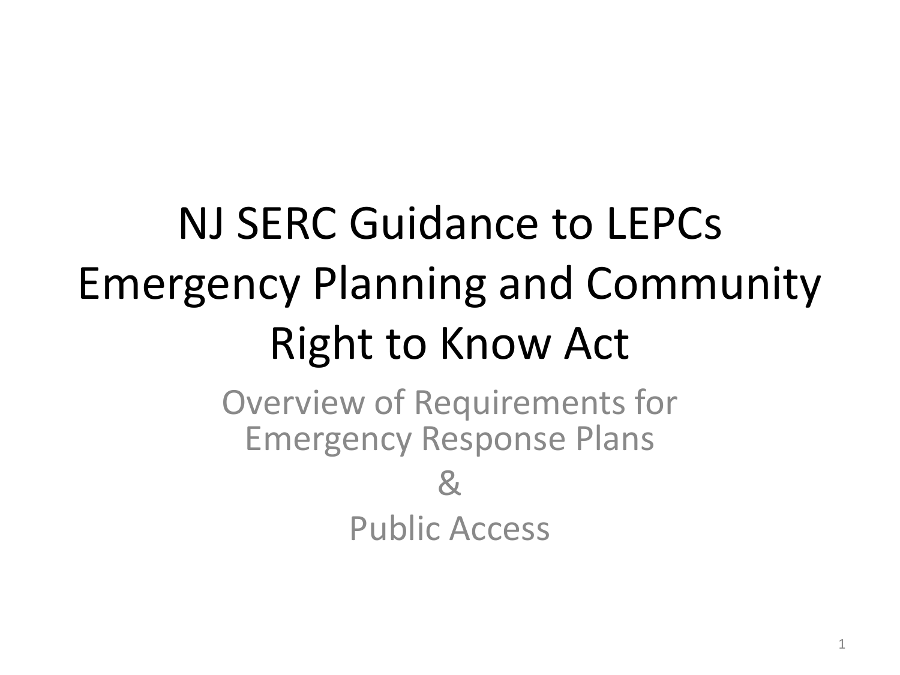# NJ SERC Guidance to LEPCs Emergency Planning and Community Right to Know Act

## Overview of Requirements for Emergency Response Plans

## &

## Public Access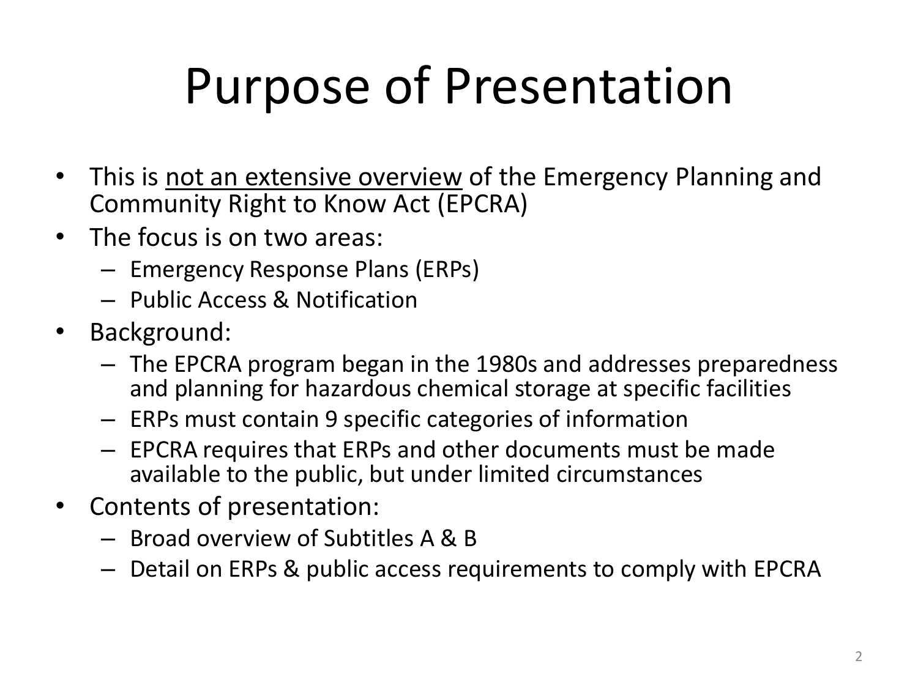# Purpose of Presentation

- This is <u>not an extensive overview</u> of the Emergency Planning and Community Right to Know Act (EPCRA)
- The focus is on two areas:
  - Emergency Response Plans (ERPs)
  - Public Access & Notification
- Background:
  - The EPCRA program began in the 1980s and addresses preparedness and planning for hazardous chemical storage at specific facilities
  - ERPs must contain 9 specific categories of information
  - EPCRA requires that ERPs and other documents must be made available to the public, but under limited circumstances
- Contents of presentation:
  - Broad overview of Subtitles A & B
  - Detail on ERPs & public access requirements to comply with EPCRA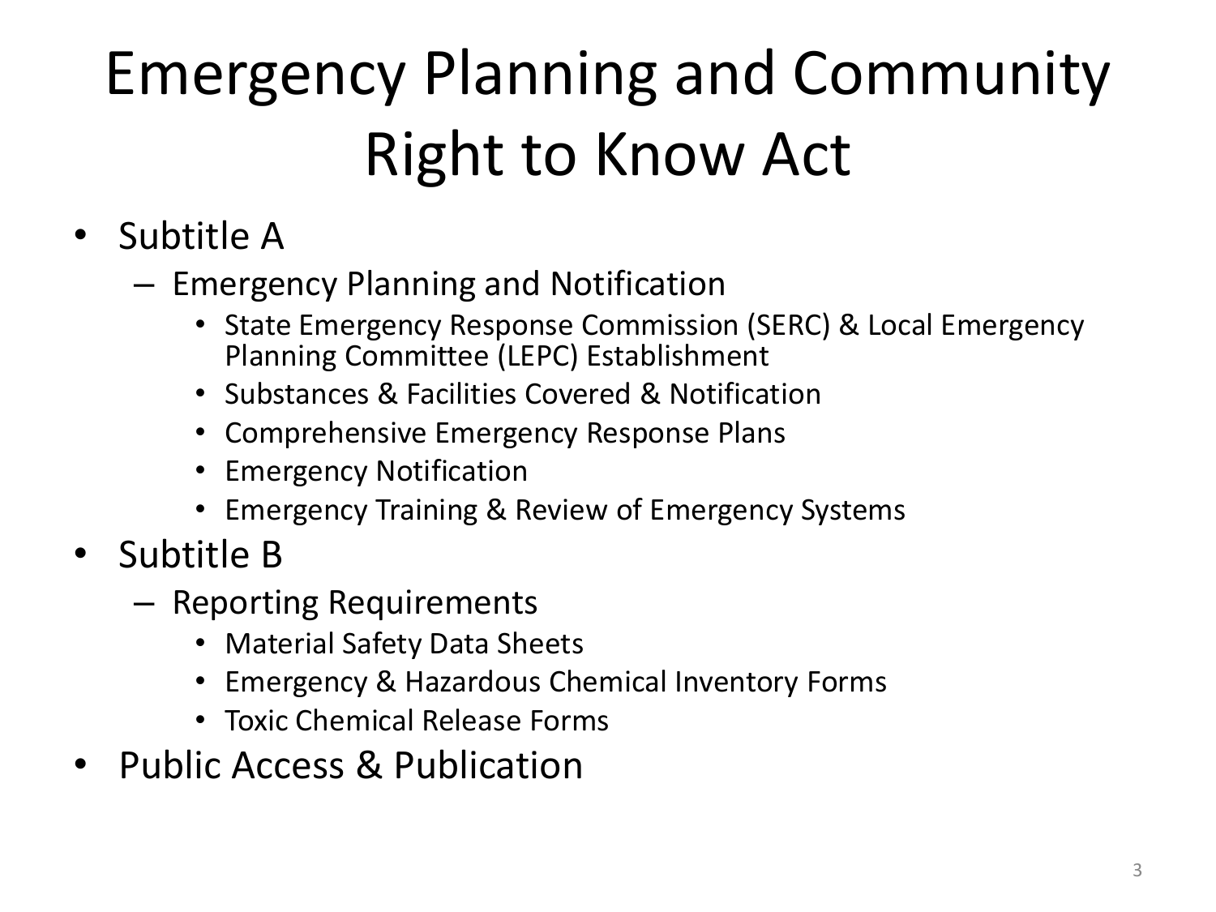# Emergency Planning and Community Right to Know Act

- Subtitle A
  - Emergency Planning and Notification
    - State Emergency Response Commission (SERC) & Local Emergency Planning Committee (LEPC) Establishment
    - Substances & Facilities Covered & Notification
    - Comprehensive Emergency Response Plans
    - Emergency Notification
    - Emergency Training & Review of Emergency Systems
- Subtitle B
  - Reporting Requirements
    - Material Safety Data Sheets
    - Emergency & Hazardous Chemical Inventory Forms
    - Toxic Chemical Release Forms
- Public Access & Publication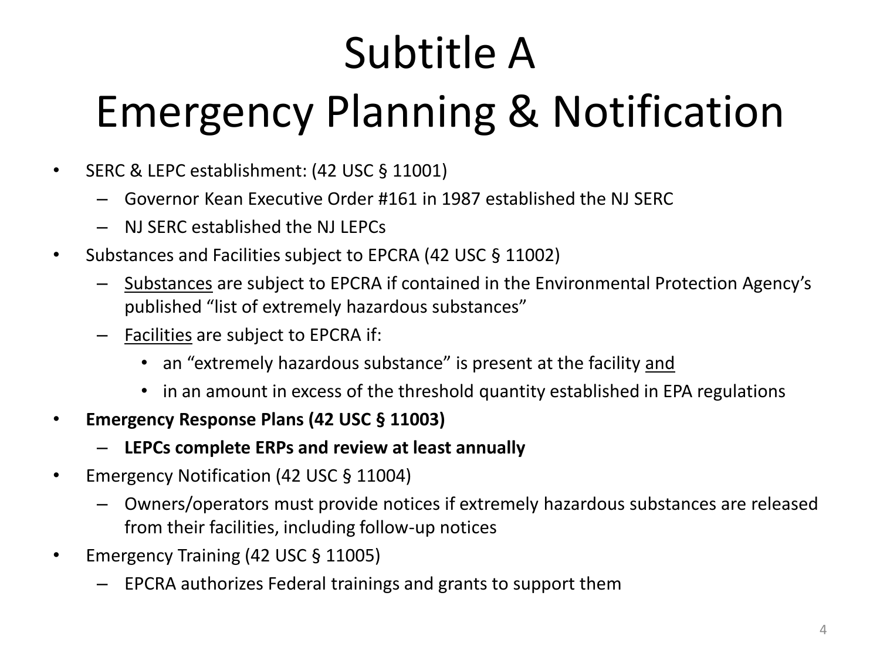# Subtitle A
# Emergency Planning & Notification

- SERC & LEPC establishment: (42 USC § 11001)
  - Governor Kean Executive Order #161 in 1987 established the NJ SERC
  - NJ SERC established the NJ LEPCs
- Substances and Facilities subject to EPCRA (42 USC § 11002)
  - <u>Substances</u> are subject to EPCRA if contained in the Environmental Protection Agency's published "list of extremely hazardous substances"
  - <u>Facilities</u> are subject to EPCRA if:
    - an "extremely hazardous substance" is present at the facility <u>and</u>
    - in an amount in excess of the threshold quantity established in EPA regulations
- **Emergency Response Plans (42 USC § 11003)**
  - **LEPCs complete ERPs and review at least annually**
- Emergency Notification (42 USC § 11004)
  - Owners/operators must provide notices if extremely hazardous substances are released from their facilities, including follow-up notices
- Emergency Training (42 USC § 11005)
  - EPCRA authorizes Federal trainings and grants to support them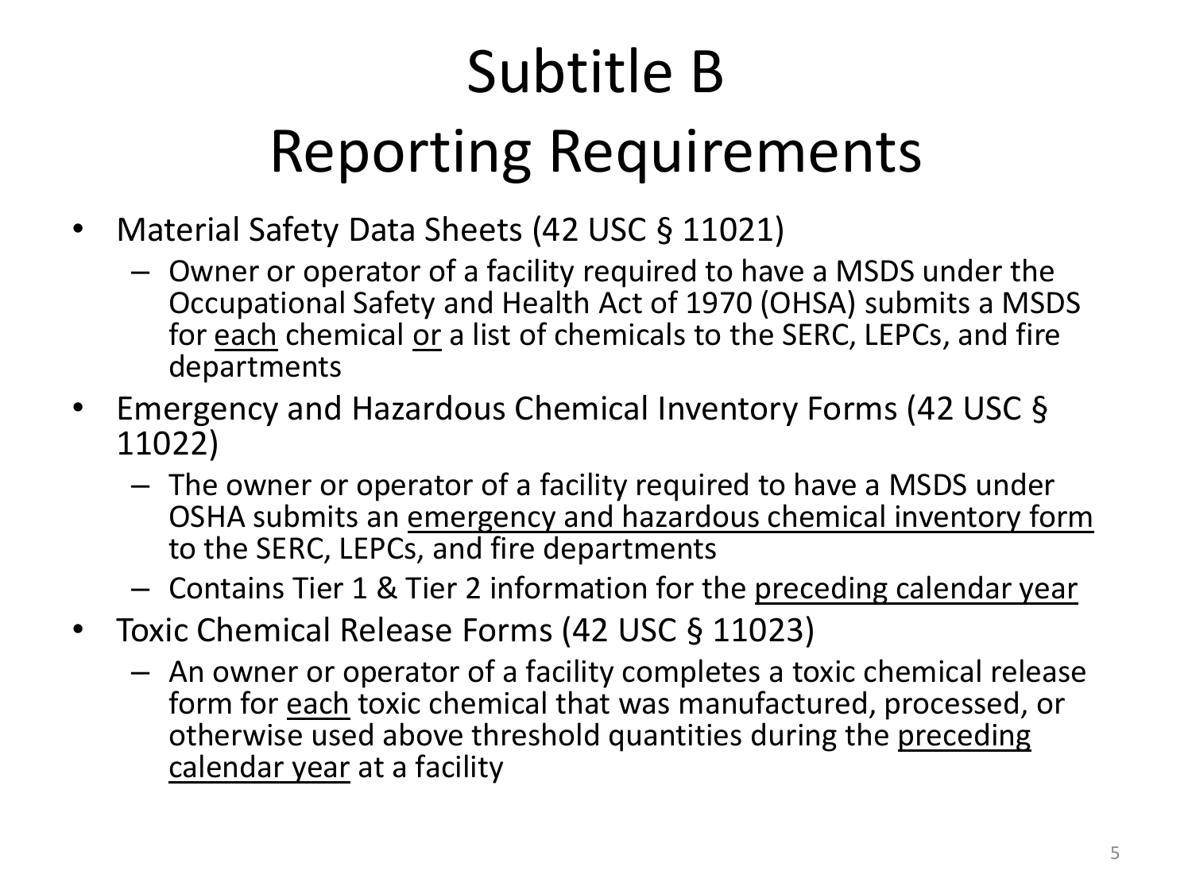# Subtitle B
# Reporting Requirements

- Material Safety Data Sheets (42 USC § 11021)
  - Owner or operator of a facility required to have a MSDS under the Occupational Safety and Health Act of 1970 (OHSA) submits a MSDS for <u>each</u> chemical <u>or</u> a list of chemicals to the SERC, LEPCs, and fire departments
- Emergency and Hazardous Chemical Inventory Forms (42 USC § 11022)
  - The owner or operator of a facility required to have a MSDS under OSHA submits an <u>emergency and hazardous chemical inventory form</u> to the SERC, LEPCs, and fire departments
  - Contains Tier 1 & Tier 2 information for the <u>preceding calendar year</u>
- Toxic Chemical Release Forms (42 USC § 11023)
  - An owner or operator of a facility completes a toxic chemical release form for <u>each</u> toxic chemical that was manufactured, processed, or otherwise used above threshold quantities during the <u>preceding calendar year</u> at a facility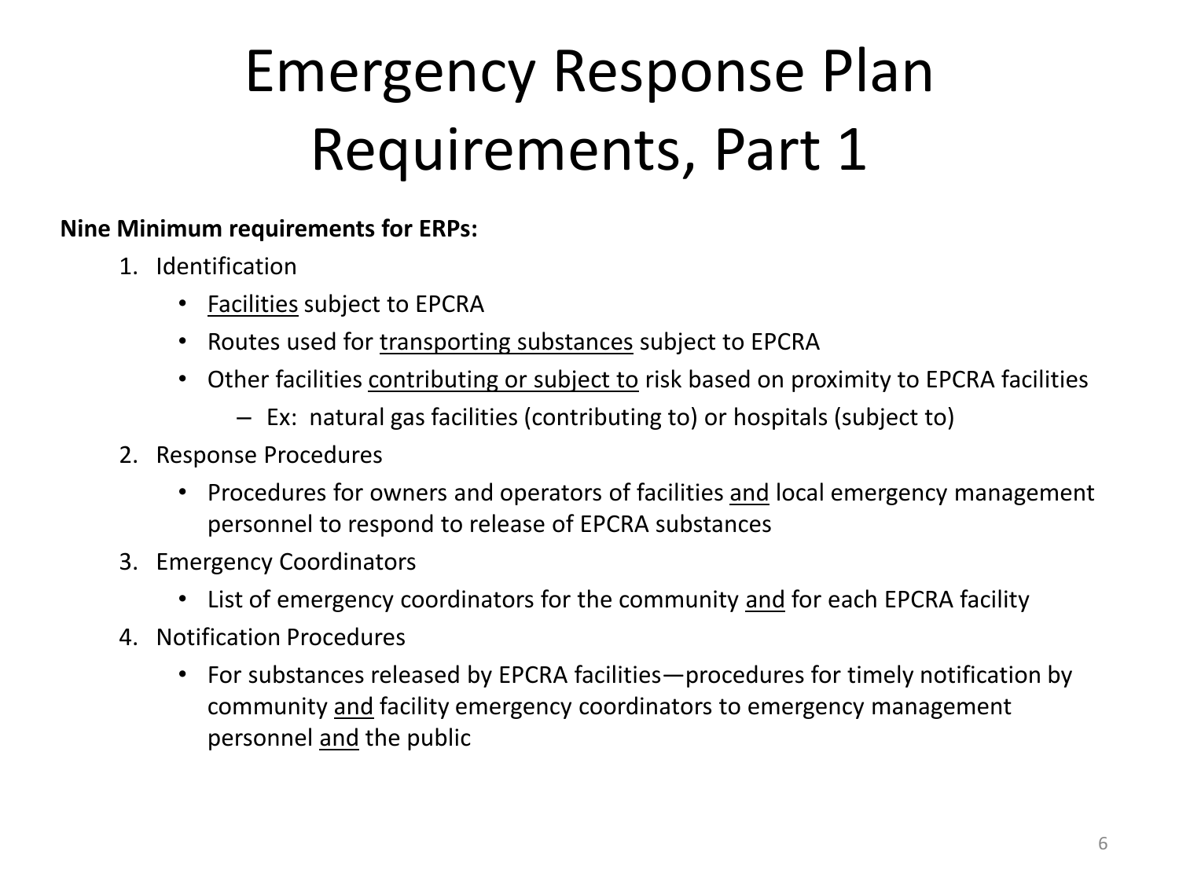# Emergency Response Plan Requirements, Part 1

**Nine Minimum requirements for ERPs:**

1. Identification
   - Facilities subject to EPCRA
   - Routes used for transporting substances subject to EPCRA
   - Other facilities contributing or subject to risk based on proximity to EPCRA facilities
     - Ex: natural gas facilities (contributing to) or hospitals (subject to)
2. Response Procedures
   - Procedures for owners and operators of facilities and local emergency management personnel to respond to release of EPCRA substances
3. Emergency Coordinators
   - List of emergency coordinators for the community and for each EPCRA facility
4. Notification Procedures
   - For substances released by EPCRA facilities—procedures for timely notification by community and facility emergency coordinators to emergency management personnel and the public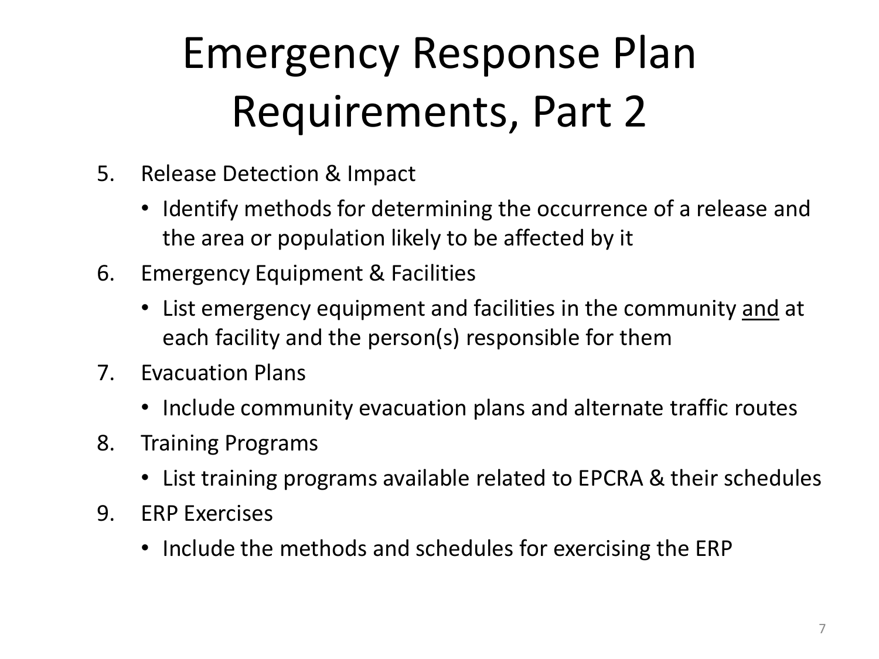# Emergency Response Plan Requirements, Part 2

5. Release Detection & Impact
   - Identify methods for determining the occurrence of a release and the area or population likely to be affected by it
6. Emergency Equipment & Facilities
   - List emergency equipment and facilities in the community <u>and</u> at each facility and the person(s) responsible for them
7. Evacuation Plans
   - Include community evacuation plans and alternate traffic routes
8. Training Programs
   - List training programs available related to EPCRA & their schedules
9. ERP Exercises
   - Include the methods and schedules for exercising the ERP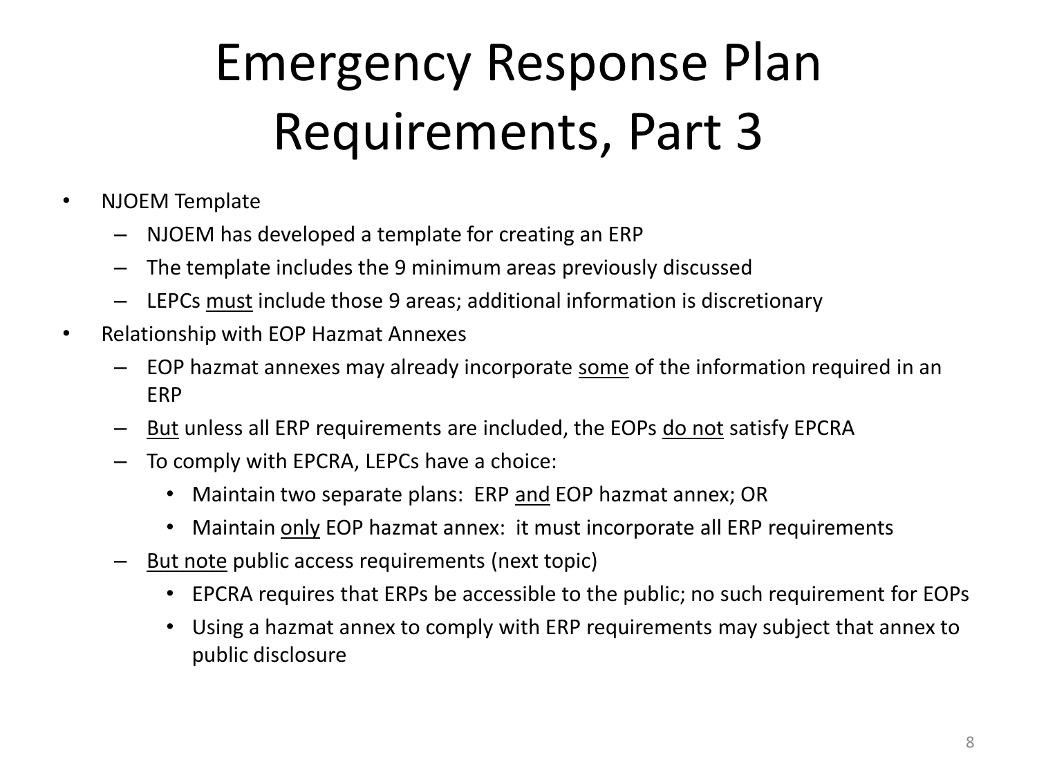# Emergency Response Plan Requirements, Part 3

- NJOEM Template
  - NJOEM has developed a template for creating an ERP
  - The template includes the 9 minimum areas previously discussed
  - LEPCs <u>must</u> include those 9 areas; additional information is discretionary
- Relationship with EOP Hazmat Annexes
  - EOP hazmat annexes may already incorporate <u>some</u> of the information required in an ERP
  - <u>But</u> unless all ERP requirements are included, the EOPs <u>do not</u> satisfy EPCRA
  - To comply with EPCRA, LEPCs have a choice:
    - Maintain two separate plans: ERP <u>and</u> EOP hazmat annex; OR
    - Maintain <u>only</u> EOP hazmat annex: it must incorporate all ERP requirements
  - <u>But note</u> public access requirements (next topic)
    - EPCRA requires that ERPs be accessible to the public; no such requirement for EOPs
    - Using a hazmat annex to comply with ERP requirements may subject that annex to public disclosure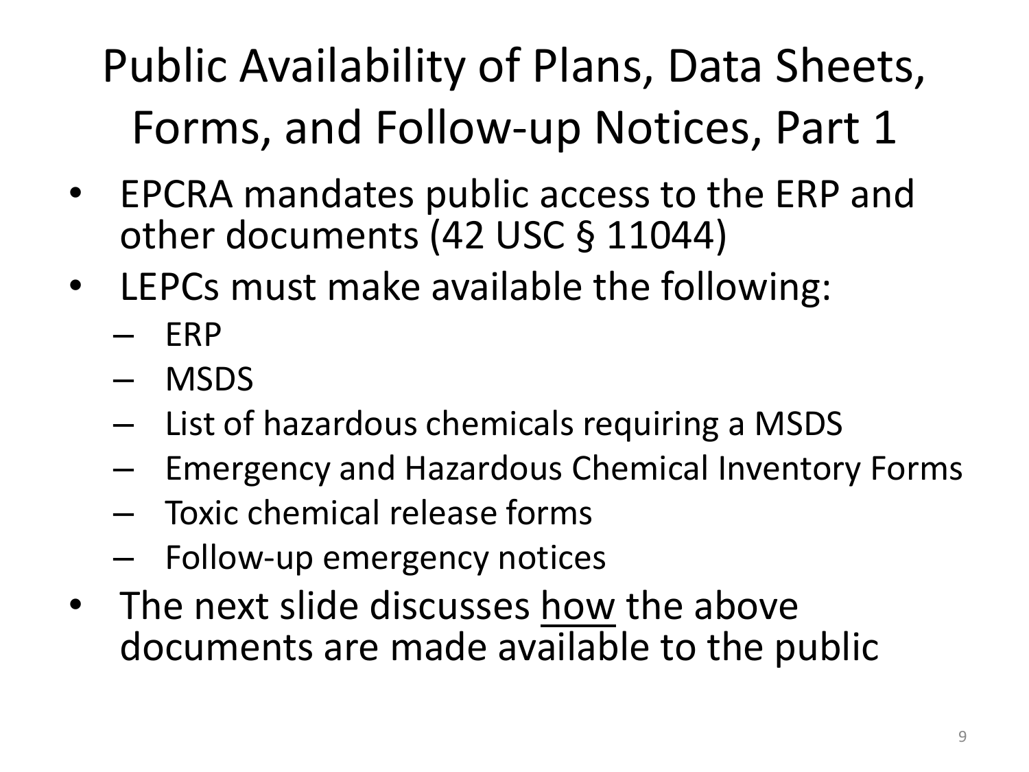# Public Availability of Plans, Data Sheets, Forms, and Follow-up Notices, Part 1

- EPCRA mandates public access to the ERP and other documents (42 USC § 11044)
- LEPCs must make available the following:
  - ERP
  - MSDS
  - List of hazardous chemicals requiring a MSDS
  - Emergency and Hazardous Chemical Inventory Forms
  - Toxic chemical release forms
  - Follow-up emergency notices
- The next slide discusses <u>how</u> the above documents are made available to the public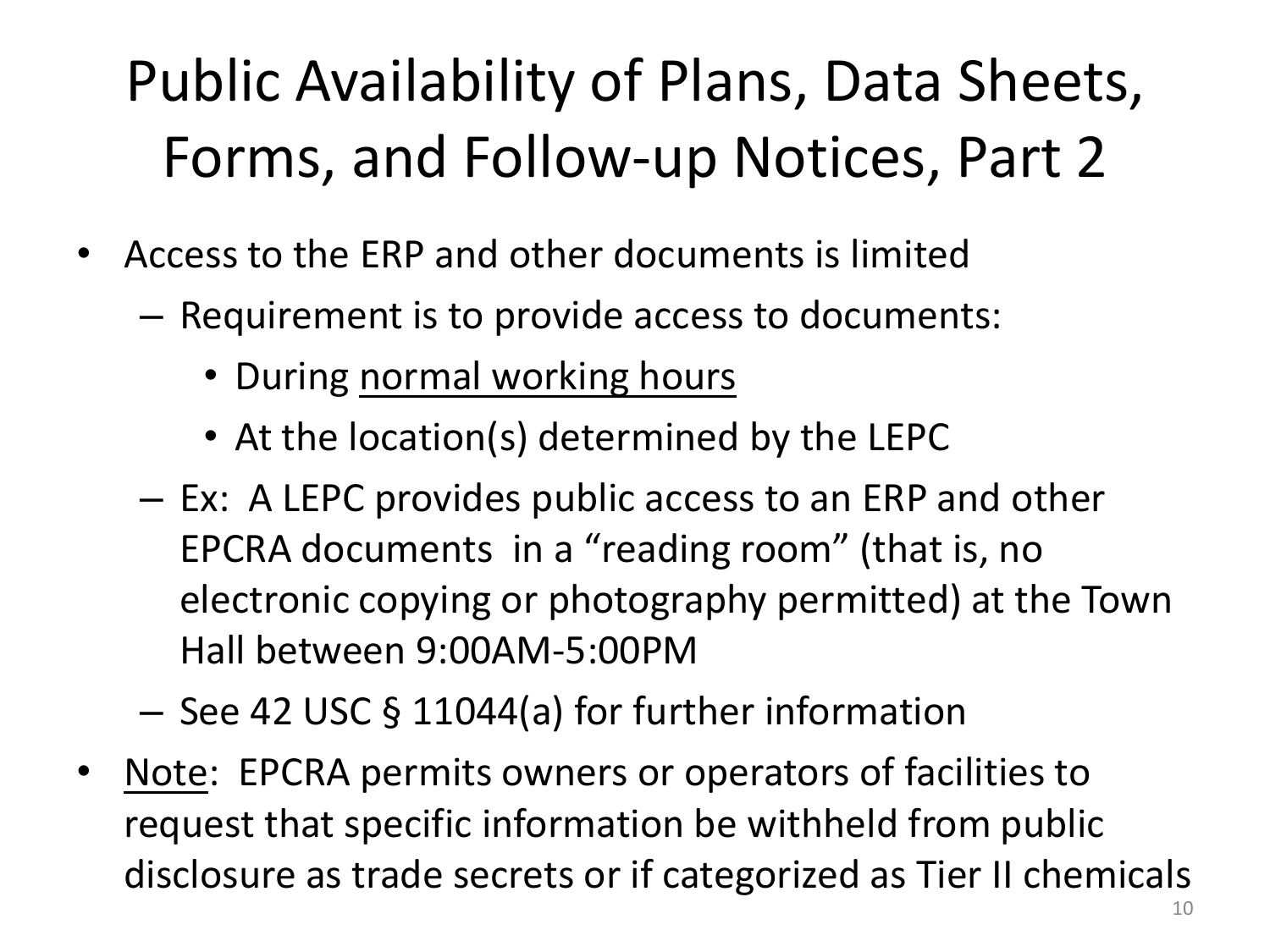# Public Availability of Plans, Data Sheets, Forms, and Follow-up Notices, Part 2

- Access to the ERP and other documents is limited
  - Requirement is to provide access to documents:
    - During <u>normal working hours</u>
    - At the location(s) determined by the LEPC
  - Ex: A LEPC provides public access to an ERP and other EPCRA documents in a "reading room" (that is, no electronic copying or photography permitted) at the Town Hall between 9:00AM-5:00PM
  - See 42 USC § 11044(a) for further information
- <u>Note</u>: EPCRA permits owners or operators of facilities to request that specific information be withheld from public disclosure as trade secrets or if categorized as Tier II chemicals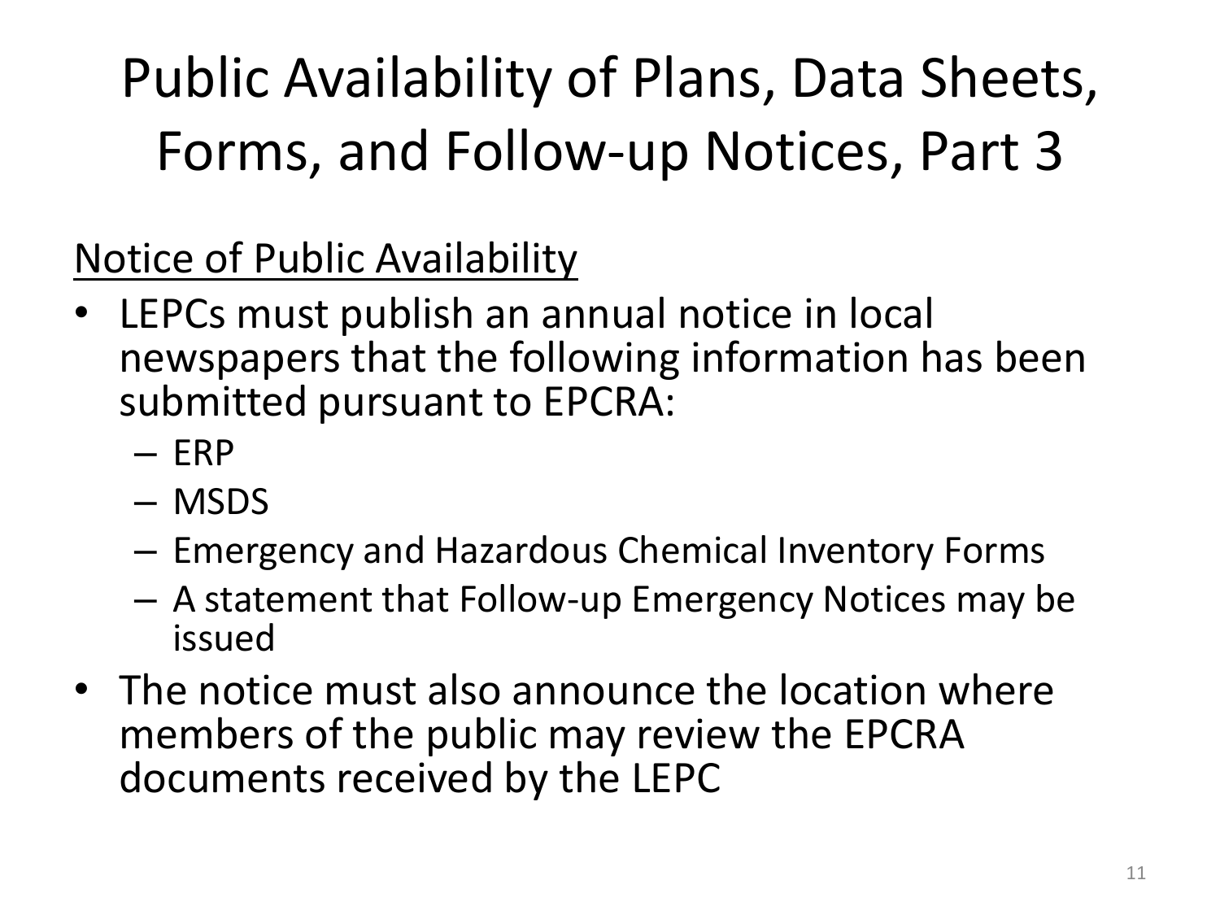# Public Availability of Plans, Data Sheets, Forms, and Follow-up Notices, Part 3

<u>Notice of Public Availability</u>

- LEPCs must publish an annual notice in local newspapers that the following information has been submitted pursuant to EPCRA:
  - ERP
  - MSDS
  - Emergency and Hazardous Chemical Inventory Forms
  - A statement that Follow-up Emergency Notices may be issued
- The notice must also announce the location where members of the public may review the EPCRA documents received by the LEPC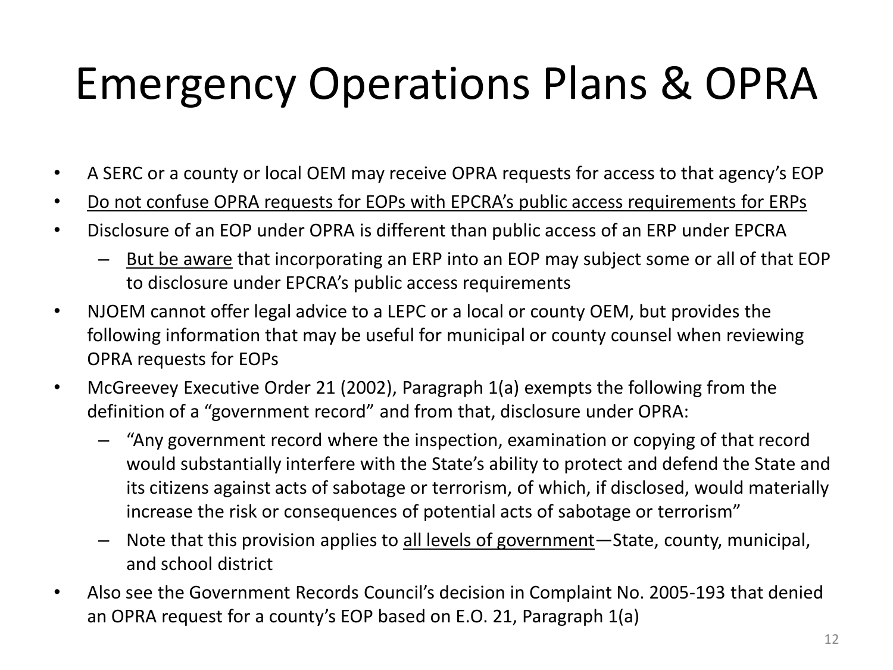# Emergency Operations Plans & OPRA

- A SERC or a county or local OEM may receive OPRA requests for access to that agency's EOP
- <u>Do not confuse OPRA requests for EOPs with EPCRA's public access requirements for ERPs</u>
- Disclosure of an EOP under OPRA is different than public access of an ERP under EPCRA
  - <u>But be aware</u> that incorporating an ERP into an EOP may subject some or all of that EOP to disclosure under EPCRA's public access requirements
- NJOEM cannot offer legal advice to a LEPC or a local or county OEM, but provides the following information that may be useful for municipal or county counsel when reviewing OPRA requests for EOPs
- McGreevey Executive Order 21 (2002), Paragraph 1(a) exempts the following from the definition of a "government record" and from that, disclosure under OPRA:
  - "Any government record where the inspection, examination or copying of that record would substantially interfere with the State's ability to protect and defend the State and its citizens against acts of sabotage or terrorism, of which, if disclosed, would materially increase the risk or consequences of potential acts of sabotage or terrorism"
  - Note that this provision applies to <u>all levels of government</u>—State, county, municipal, and school district
- Also see the Government Records Council's decision in Complaint No. 2005-193 that denied an OPRA request for a county's EOP based on E.O. 21, Paragraph 1(a)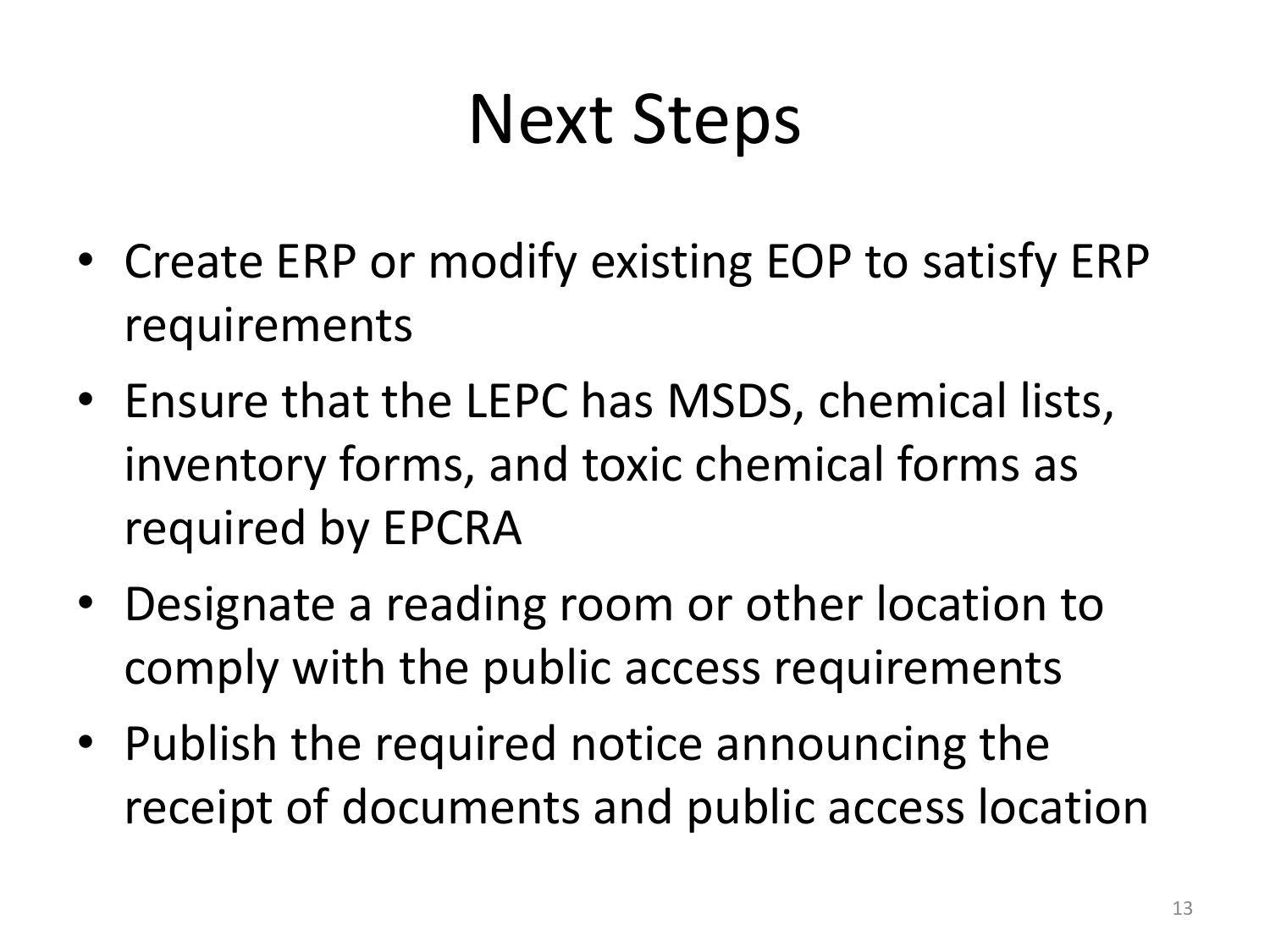# Next Steps

- Create ERP or modify existing EOP to satisfy ERP requirements
- Ensure that the LEPC has MSDS, chemical lists, inventory forms, and toxic chemical forms as required by EPCRA
- Designate a reading room or other location to comply with the public access requirements
- Publish the required notice announcing the receipt of documents and public access location